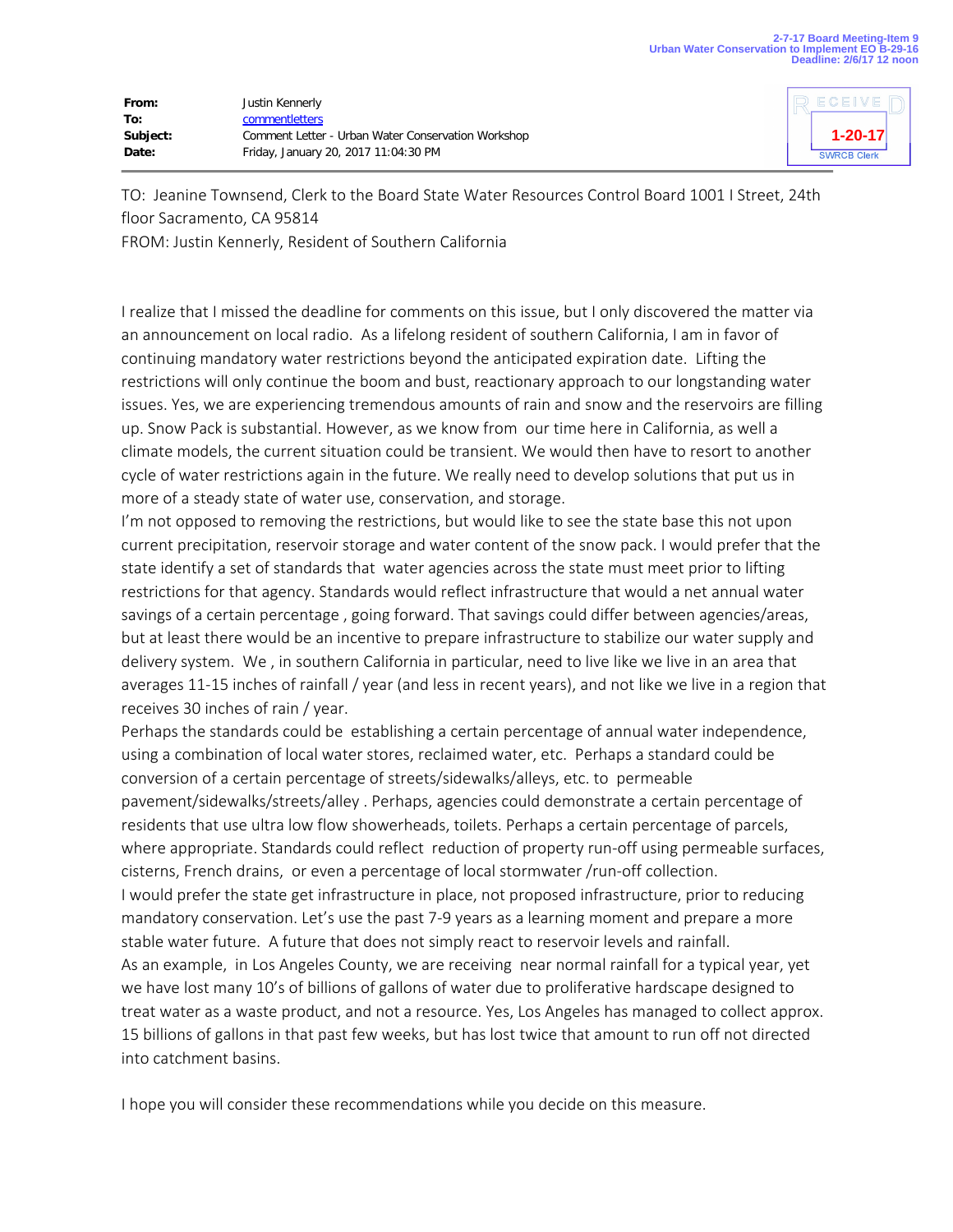2-7-17 Board Meeting-Item 9
Urban Water Conservation to Implement EO B-29-16
Deadline: 2/6/17 12 noon

| | |
|---|---|
| **From:** | Justin Kennerly |
| **To:** | commentletters |
| **Subject:** | Comment Letter - Urban Water Conservation Workshop |
| **Date:** | Friday, January 20, 2017 11:04:30 PM |

RECEIVED
1-20-17
SWRCB Clerk

TO: Jeanine Townsend, Clerk to the Board State Water Resources Control Board 1001 I Street, 24th floor Sacramento, CA 95814
FROM: Justin Kennerly, Resident of Southern California

I realize that I missed the deadline for comments on this issue, but I only discovered the matter via an announcement on local radio. As a lifelong resident of southern California, I am in favor of continuing mandatory water restrictions beyond the anticipated expiration date. Lifting the restrictions will only continue the boom and bust, reactionary approach to our longstanding water issues. Yes, we are experiencing tremendous amounts of rain and snow and the reservoirs are filling up. Snow Pack is substantial. However, as we know from our time here in California, as well a climate models, the current situation could be transient. We would then have to resort to another cycle of water restrictions again in the future. We really need to develop solutions that put us in more of a steady state of water use, conservation, and storage.
I'm not opposed to removing the restrictions, but would like to see the state base this not upon current precipitation, reservoir storage and water content of the snow pack. I would prefer that the state identify a set of standards that water agencies across the state must meet prior to lifting restrictions for that agency. Standards would reflect infrastructure that would a net annual water savings of a certain percentage , going forward. That savings could differ between agencies/areas, but at least there would be an incentive to prepare infrastructure to stabilize our water supply and delivery system. We , in southern California in particular, need to live like we live in an area that averages 11-15 inches of rainfall / year (and less in recent years), and not like we live in a region that receives 30 inches of rain / year.
Perhaps the standards could be establishing a certain percentage of annual water independence, using a combination of local water stores, reclaimed water, etc. Perhaps a standard could be conversion of a certain percentage of streets/sidewalks/alleys, etc. to permeable pavement/sidewalks/streets/alley . Perhaps, agencies could demonstrate a certain percentage of residents that use ultra low flow showerheads, toilets. Perhaps a certain percentage of parcels, where appropriate. Standards could reflect reduction of property run-off using permeable surfaces, cisterns, French drains, or even a percentage of local stormwater /run-off collection.
I would prefer the state get infrastructure in place, not proposed infrastructure, prior to reducing mandatory conservation. Let's use the past 7-9 years as a learning moment and prepare a more stable water future. A future that does not simply react to reservoir levels and rainfall.
As an example, in Los Angeles County, we are receiving near normal rainfall for a typical year, yet we have lost many 10's of billions of gallons of water due to proliferative hardscape designed to treat water as a waste product, and not a resource. Yes, Los Angeles has managed to collect approx. 15 billions of gallons in that past few weeks, but has lost twice that amount to run off not directed into catchment basins.

I hope you will consider these recommendations while you decide on this measure.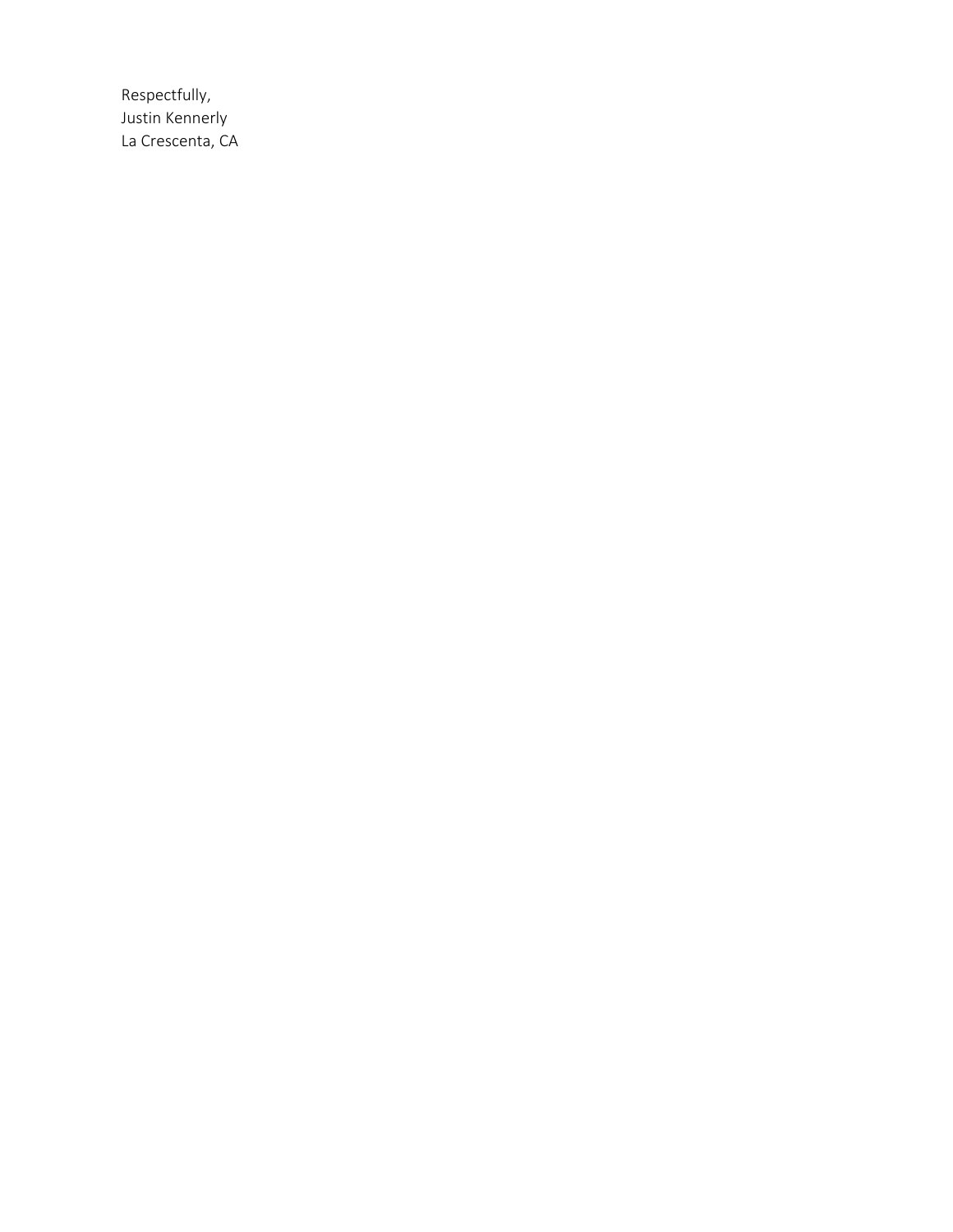Respectfully,
Justin Kennerly
La Crescenta, CA